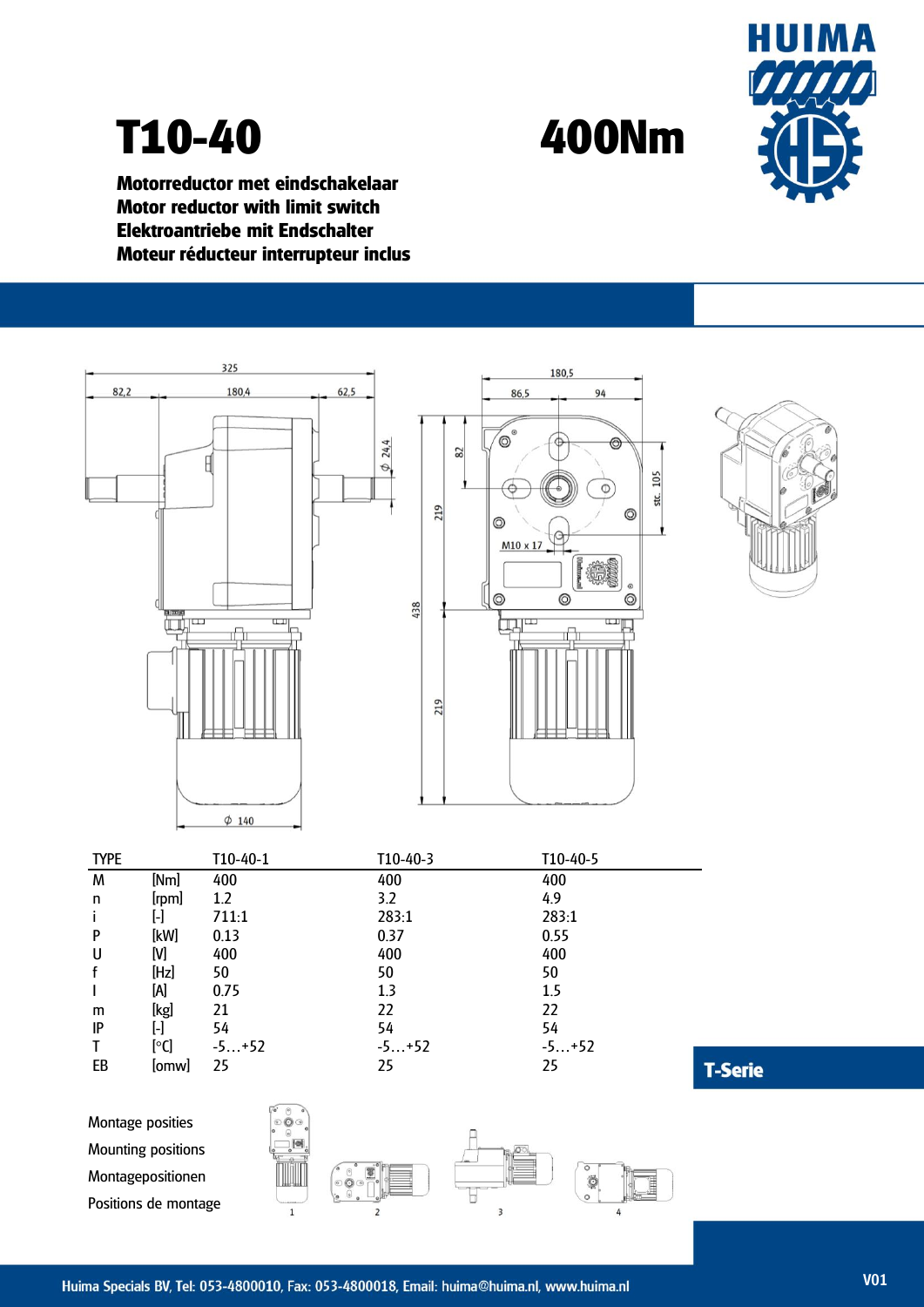# T10-40

# 400Nm

HUIMA

**Motorreductor met eindschakelaar**
**Motor reductor with limit switch**
**Elektroantriebe mit Endschalter**
**Moteur réducteur interrupteur inclus**

| TYPE | | T10-40-1 | T10-40-3 | T10-40-5 |
|---|---|---|---|---|
| M | [Nm] | 400 | 400 | 400 |
| n | [rpm] | 1.2 | 3.2 | 4.9 |
| i | [-] | 711:1 | 283:1 | 283:1 |
| P | [kW] | 0.13 | 0.37 | 0.55 |
| U | [V] | 400 | 400 | 400 |
| f | [Hz] | 50 | 50 | 50 |
| I | [A] | 0.75 | 1.3 | 1.5 |
| m | [kg] | 21 | 22 | 22 |
| IP | [-] | 54 | 54 | 54 |
| T | [°C] | -5…+52 | -5…+52 | -5…+52 |
| EB | [omw] | 25 | 25 | 25 |

**T-Serie**

Montage posities
Mounting positions
Montagepositionen
Positions de montage

1 2 3 4

Huima Specials BV, Tel: 053-4800010, Fax: 053-4800018, Email: huima@huima.nl, www.huima.nl

V01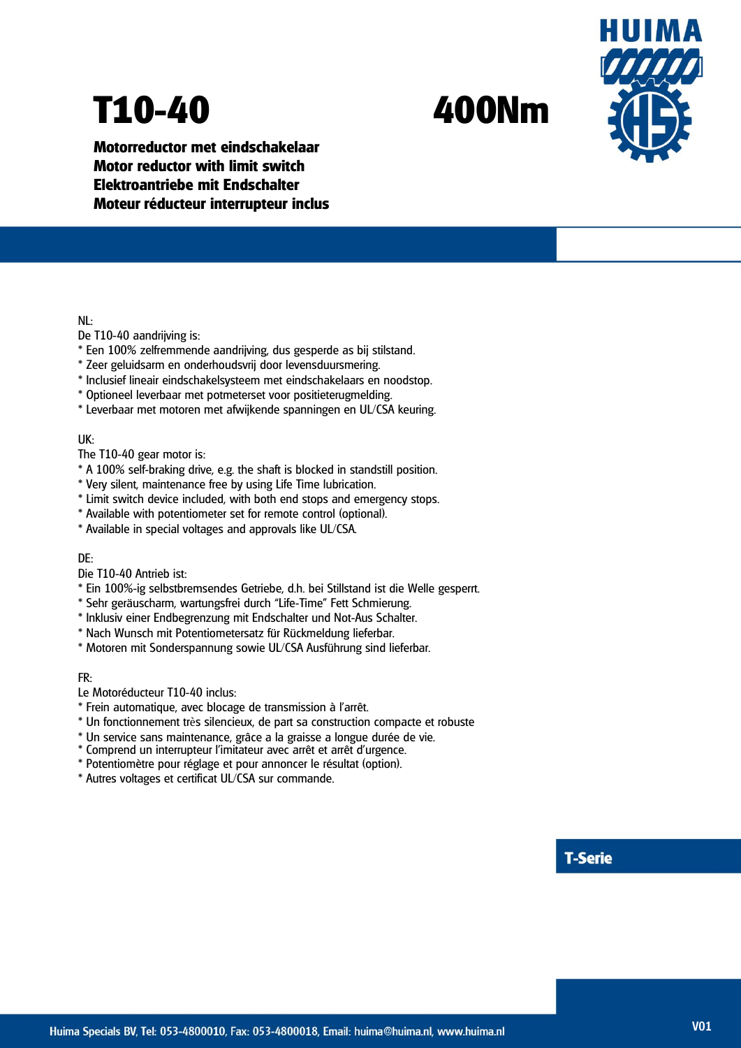# T10-40

# 400Nm

**Motorreductor met eindschakelaar**
**Motor reductor with limit switch**
**Elektroantriebe mit Endschalter**
**Moteur réducteur interrupteur inclus**

NL:
De T10-40 aandrijving is:
* Een 100% zelfremmende aandrijving, dus gesperde as bij stilstand.
* Zeer geluidsarm en onderhoudsvrij door levensduursmering.
* Inclusief lineair eindschakelsysteem met eindschakelaars en noodstop.
* Optioneel leverbaar met potmeterset voor positieterugmelding.
* Leverbaar met motoren met afwijkende spanningen en UL/CSA keuring.

UK:
The T10-40 gear motor is:
* A 100% self-braking drive, e.g. the shaft is blocked in standstill position.
* Very silent, maintenance free by using Life Time lubrication.
* Limit switch device included, with both end stops and emergency stops.
* Available with potentiometer set for remote control (optional).
* Available in special voltages and approvals like UL/CSA.

DE:
Die T10-40 Antrieb ist:
* Ein 100%-ig selbstbremsendes Getriebe, d.h. bei Stillstand ist die Welle gesperrt.
* Sehr geräuscharm, wartungsfrei durch "Life-Time" Fett Schmierung.
* Inklusiv einer Endbegrenzung mit Endschalter und Not-Aus Schalter.
* Nach Wunsch mit Potentiometersatz für Rückmeldung lieferbar.
* Motoren mit Sonderspannung sowie UL/CSA Ausführung sind lieferbar.

FR:
Le Motoréducteur T10-40 inclus:
* Frein automatique, avec blocage de transmission à l'arrêt.
* Un fonctionnement très silencieux, de part sa construction compacte et robuste
* Un service sans maintenance, grâce a la graisse a longue durée de vie.
* Comprend un interrupteur l'imitateur avec arrêt et arrêt d'urgence.
* Potentiomètre pour réglage et pour annoncer le résultat (option).
* Autres voltages et certificat UL/CSA sur commande.

**T-Serie**

Huima Specials BV, Tel: 053-4800010, Fax: 053-4800018, Email: huima@huima.nl, www.huima.nl

V01